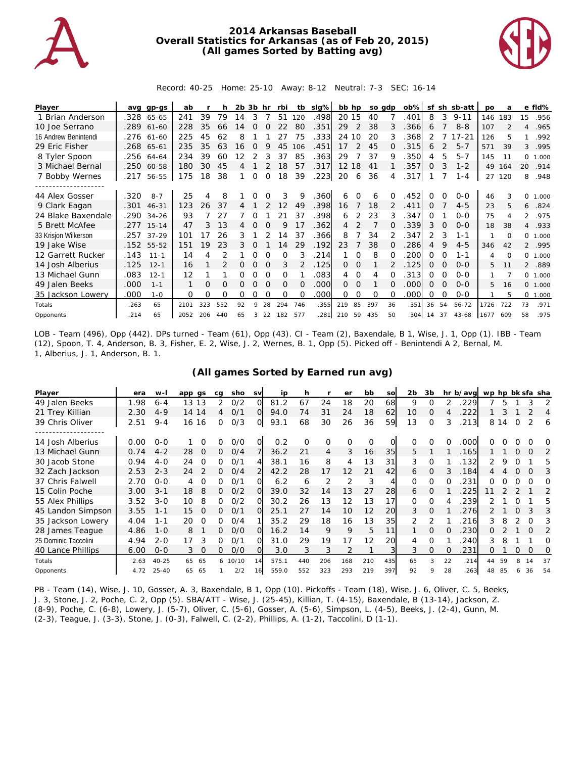# 2014 Arkansas Baseball
## Overall Statistics for Arkansas (as of Feb 20, 2015)
## (All games Sorted by Batting avg)

Record: 40-25 Home: 25-10 Away: 8-12 Neutral: 7-3 SEC: 16-14

| Player | avg | gp-gs | ab | r | h | 2b | 3b | hr | rbi | tb | slg% | bb | hp | so | gdp | ob% | sf | sh | sb-att | po | a | e | fld% |
|---|---|---|---|---|---|---|---|---|---|---|---|---|---|---|---|---|---|---|---|---|---|---|---|
| 1 Brian Anderson | .328 | 65-65 | 241 | 39 | 79 | 14 | 3 | 7 | 51 | 120 | .498 | 20 | 15 | 40 | 7 | .401 | 8 | 3 | 9-11 | 146 | 183 | 15 | .956 |
| 10 Joe Serrano | .289 | 61-60 | 228 | 35 | 66 | 14 | 0 | 0 | 22 | 80 | .351 | 29 | 2 | 38 | 3 | .366 | 6 | 7 | 8-8 | 107 | 2 | 4 | .965 |
| 16 Andrew Benintendi | .276 | 61-60 | 225 | 45 | 62 | 8 | 1 | 1 | 27 | 75 | .333 | 24 | 10 | 20 | 3 | .368 | 2 | 7 | 17-21 | 126 | 5 | 1 | .992 |
| 29 Eric Fisher | .268 | 65-61 | 235 | 35 | 63 | 16 | 0 | 9 | 45 | 106 | .451 | 17 | 2 | 45 | 0 | .315 | 6 | 2 | 5-7 | 571 | 39 | 3 | .995 |
| 8 Tyler Spoon | .256 | 64-64 | 234 | 39 | 60 | 12 | 2 | 3 | 37 | 85 | .363 | 29 | 7 | 37 | 9 | .350 | 4 | 5 | 5-7 | 145 | 11 | 0 | 1.000 |
| 3 Michael Bernal | .250 | 60-58 | 180 | 30 | 45 | 4 | 1 | 2 | 18 | 57 | .317 | 12 | 18 | 41 | 1 | .357 | 0 | 3 | 1-2 | 49 | 164 | 20 | .914 |
| 7 Bobby Wernes | .217 | 56-55 | 175 | 18 | 38 | 1 | 0 | 0 | 18 | 39 | .223 | 20 | 6 | 36 | 4 | .317 | 1 | 7 | 1-4 | 27 | 120 | 8 | .948 |
| 44 Alex Gosser | .320 | 8-7 | 25 | 4 | 8 | 1 | 0 | 0 | 3 | 9 | .360 | 6 | 0 | 6 | 0 | .452 | 0 | 0 | 0-0 | 46 | 3 | 0 | 1.000 |
| 9 Clark Eagan | .301 | 46-31 | 123 | 26 | 37 | 4 | 1 | 2 | 12 | 49 | .398 | 16 | 7 | 18 | 2 | .411 | 0 | 7 | 4-5 | 23 | 5 | 6 | .824 |
| 24 Blake Baxendale | .290 | 34-26 | 93 | 7 | 27 | 7 | 0 | 1 | 21 | 37 | .398 | 6 | 2 | 23 | 3 | .347 | 0 | 1 | 0-0 | 75 | 4 | 2 | .975 |
| 5 Brett McAfee | .277 | 15-14 | 47 | 3 | 13 | 4 | 0 | 0 | 9 | 17 | .362 | 4 | 2 | 7 | 0 | .339 | 3 | 0 | 0-0 | 18 | 38 | 4 | .933 |
| 33 Krisjon Wilkerson | .257 | 37-29 | 101 | 17 | 26 | 3 | 1 | 2 | 14 | 37 | .366 | 8 | 7 | 34 | 2 | .347 | 2 | 3 | 1-1 | 1 | 0 | 0 | 1.000 |
| 19 Jake Wise | .152 | 55-52 | 151 | 19 | 23 | 3 | 0 | 1 | 14 | 29 | .192 | 23 | 7 | 38 | 0 | .286 | 4 | 9 | 4-5 | 346 | 42 | 2 | .995 |
| 12 Garrett Rucker | .143 | 11-1 | 14 | 4 | 2 | 1 | 0 | 0 | 0 | 3 | .214 | 1 | 0 | 8 | 0 | .200 | 0 | 0 | 1-1 | 4 | 0 | 0 | 1.000 |
| 14 Josh Alberius | .125 | 12-1 | 16 | 1 | 2 | 0 | 0 | 0 | 3 | 2 | .125 | 0 | 0 | 1 | 2 | .125 | 0 | 0 | 0-0 | 5 | 11 | 2 | .889 |
| 13 Michael Gunn | .083 | 12-1 | 12 | 1 | 1 | 0 | 0 | 0 | 0 | 1 | .083 | 4 | 0 | 4 | 0 | .313 | 0 | 0 | 0-0 | 1 | 7 | 0 | 1.000 |
| 49 Jalen Beeks | .000 | 1-1 | 1 | 0 | 0 | 0 | 0 | 0 | 0 | 0 | .000 | 0 | 0 | 1 | 0 | .000 | 0 | 0 | 0-0 | 5 | 16 | 0 | 1.000 |
| 35 Jackson Lowery | .000 | 1-0 | 0 | 0 | 0 | 0 | 0 | 0 | 0 | 0 | .000 | 0 | 0 | 0 | 0 | .000 | 0 | 0 | 0-0 | 1 | 5 | 0 | 1.000 |
| Totals | .263 | 65 | 2101 | 323 | 552 | 92 | 9 | 28 | 294 | 746 | .355 | 219 | 85 | 397 | 36 | .351 | 36 | 54 | 56-72 | 1726 | 722 | 73 | .971 |
| Opponents | .214 | 65 | 2052 | 206 | 440 | 65 | 3 | 22 | 182 | 577 | .281 | 210 | 59 | 435 | 50 | .304 | 14 | 37 | 43-68 | 1677 | 609 | 58 | .975 |

LOB - Team (496), Opp (442). DPs turned - Team (61), Opp (43). CI - Team (2), Baxendale, B 1, Wise, J. 1, Opp (1). IBB - Team (12), Spoon, T. 4, Anderson, B. 3, Fisher, E. 2, Wise, J. 2, Wernes, B. 1, Opp (5). Picked off - Benintendi A 2, Bernal, M. 1, Alberius, J. 1, Anderson, B. 1.

## (All games Sorted by Earned run avg)

| Player | era | w-l | app | gs | cg | sho | sv | ip | h | r | er | bb | so | 2b | 3b | hr | b/avg | wp | hp | bk | sfa | sha |
|---|---|---|---|---|---|---|---|---|---|---|---|---|---|---|---|---|---|---|---|---|---|---|
| 49 Jalen Beeks | 1.98 | 6-4 | 13 | 13 | 2 | 0/2 | 0 | 81.2 | 67 | 24 | 18 | 20 | 68 | 9 | 0 | 2 | .229 | 7 | 5 | 1 | 3 | 2 |
| 21 Trey Killian | 2.30 | 4-9 | 14 | 14 | 4 | 0/1 | 0 | 94.0 | 74 | 31 | 24 | 18 | 62 | 10 | 0 | 4 | .222 | 1 | 3 | 1 | 2 | 4 |
| 39 Chris Oliver | 2.51 | 9-4 | 16 | 16 | 0 | 0/3 | 0 | 93.1 | 68 | 30 | 26 | 36 | 59 | 13 | 0 | 3 | .213 | 8 | 14 | 0 | 2 | 6 |
| 14 Josh Alberius | 0.00 | 0-0 | 1 | 0 | 0 | 0/0 | 0 | 0.2 | 0 | 0 | 0 | 0 | 0 | 0 | 0 | 0 | .000 | 0 | 0 | 0 | 0 | 0 |
| 13 Michael Gunn | 0.74 | 4-2 | 28 | 0 | 0 | 0/4 | 7 | 36.2 | 21 | 4 | 3 | 16 | 35 | 5 | 1 | 1 | .165 | 1 | 1 | 0 | 0 | 2 |
| 30 Jacob Stone | 0.94 | 4-0 | 24 | 0 | 0 | 0/1 | 4 | 38.1 | 16 | 8 | 4 | 13 | 31 | 3 | 0 | 1 | .132 | 2 | 9 | 0 | 1 | 5 |
| 32 Zach Jackson | 2.53 | 2-3 | 24 | 2 | 0 | 0/4 | 2 | 42.2 | 28 | 17 | 12 | 21 | 42 | 6 | 0 | 3 | .184 | 4 | 4 | 0 | 0 | 3 |
| 37 Chris Falwell | 2.70 | 0-0 | 4 | 0 | 0 | 0/1 | 0 | 6.2 | 6 | 2 | 2 | 3 | 4 | 0 | 0 | 0 | .231 | 0 | 0 | 0 | 0 | 0 |
| 15 Colin Poche | 3.00 | 3-1 | 18 | 8 | 0 | 0/2 | 0 | 39.0 | 32 | 14 | 13 | 27 | 28 | 6 | 0 | 1 | .225 | 11 | 2 | 2 | 1 | 2 |
| 55 Alex Phillips | 3.52 | 3-0 | 10 | 8 | 0 | 0/2 | 0 | 30.2 | 26 | 13 | 12 | 13 | 17 | 0 | 0 | 4 | .239 | 2 | 1 | 0 | 1 | 5 |
| 45 Landon Simpson | 3.55 | 1-1 | 15 | 0 | 0 | 0/1 | 0 | 25.1 | 27 | 14 | 10 | 12 | 20 | 3 | 0 | 1 | .276 | 2 | 1 | 0 | 3 | 3 |
| 35 Jackson Lowery | 4.04 | 1-1 | 20 | 0 | 0 | 0/4 | 1 | 35.2 | 29 | 18 | 16 | 13 | 35 | 2 | 2 | 1 | .216 | 3 | 8 | 2 | 0 | 3 |
| 28 James Teague | 4.86 | 1-0 | 8 | 1 | 0 | 0/0 | 0 | 16.2 | 14 | 9 | 9 | 5 | 11 | 1 | 0 | 0 | .230 | 0 | 2 | 1 | 0 | 2 |
| 25 Dominic Taccolini | 4.94 | 2-0 | 17 | 3 | 0 | 0/1 | 0 | 31.0 | 29 | 19 | 17 | 12 | 20 | 4 | 0 | 1 | .240 | 3 | 8 | 1 | 1 | 0 |
| 40 Lance Phillips | 6.00 | 0-0 | 3 | 0 | 0 | 0/0 | 0 | 3.0 | 3 | 3 | 2 | 1 | 3 | 3 | 0 | 0 | .231 | 0 | 1 | 0 | 0 | 0 |
| Totals | 2.63 | 40-25 | 65 | 65 | 6 | 10/10 | 14 | 575.1 | 440 | 206 | 168 | 210 | 435 | 65 | 3 | 22 | .214 | 44 | 59 | 8 | 14 | 37 |
| Opponents | 4.72 | 25-40 | 65 | 65 | 1 | 2/2 | 16 | 559.0 | 552 | 323 | 293 | 219 | 397 | 92 | 9 | 28 | .263 | 48 | 85 | 6 | 36 | 54 |

PB - Team (14), Wise, J. 10, Gosser, A. 3, Baxendale, B 1, Opp (10). Pickoffs - Team (18), Wise, J. 6, Oliver, C. 5, Beeks, J. 3, Stone, J. 2, Poche, C. 2, Opp (5). SBA/ATT - Wise, J. (25-45), Killian, T. (4-15), Baxendale, B (13-14), Jackson, Z. (8-9), Poche, C. (6-8), Lowery, J. (5-7), Oliver, C. (5-6), Gosser, A. (5-6), Simpson, L. (4-5), Beeks, J. (2-4), Gunn, M. (2-3), Teague, J. (3-3), Stone, J. (0-3), Falwell, C. (2-2), Phillips, A. (1-2), Taccolini, D (1-1).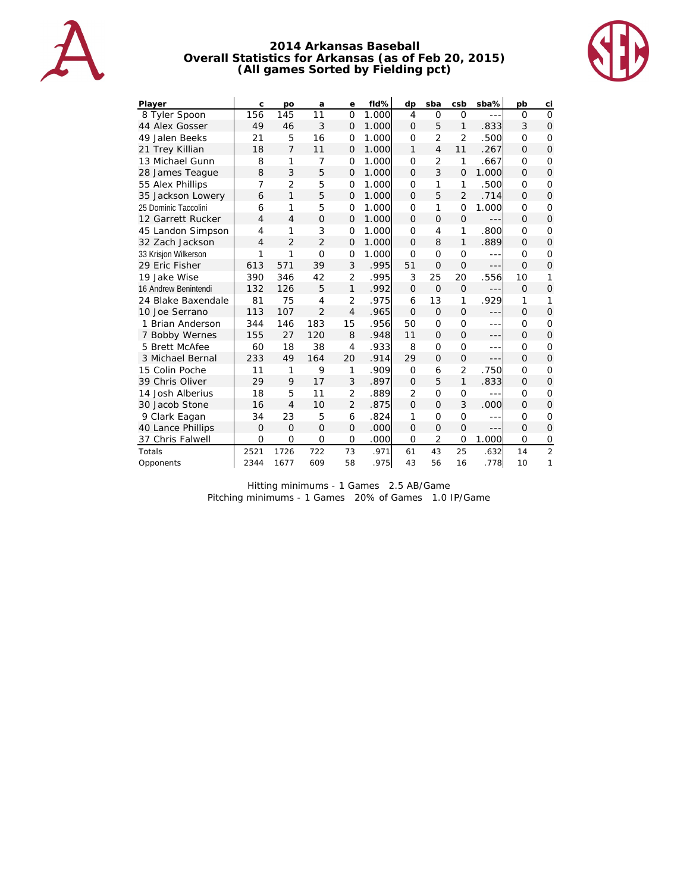# 2014 Arkansas Baseball
## Overall Statistics for Arkansas (as of Feb 20, 2015)
## (All games Sorted by Fielding pct)

| Player | c | po | a | e | fld% | dp | sba | csb | sba% | pb | ci |
|---|---|---|---|---|---|---|---|---|---|---|---|
| 8 Tyler Spoon | 156 | 145 | 11 | 0 | 1.000 | 4 | 0 | 0 | --- | 0 | 0 |
| 44 Alex Gosser | 49 | 46 | 3 | 0 | 1.000 | 0 | 5 | 1 | .833 | 3 | 0 |
| 49 Jalen Beeks | 21 | 5 | 16 | 0 | 1.000 | 0 | 2 | 2 | .500 | 0 | 0 |
| 21 Trey Killian | 18 | 7 | 11 | 0 | 1.000 | 1 | 4 | 11 | .267 | 0 | 0 |
| 13 Michael Gunn | 8 | 1 | 7 | 0 | 1.000 | 0 | 2 | 1 | .667 | 0 | 0 |
| 28 James Teague | 8 | 3 | 5 | 0 | 1.000 | 0 | 3 | 0 | 1.000 | 0 | 0 |
| 55 Alex Phillips | 7 | 2 | 5 | 0 | 1.000 | 0 | 1 | 1 | .500 | 0 | 0 |
| 35 Jackson Lowery | 6 | 1 | 5 | 0 | 1.000 | 0 | 5 | 2 | .714 | 0 | 0 |
| 25 Dominic Taccolini | 6 | 1 | 5 | 0 | 1.000 | 0 | 1 | 0 | 1.000 | 0 | 0 |
| 12 Garrett Rucker | 4 | 4 | 0 | 0 | 1.000 | 0 | 0 | 0 | --- | 0 | 0 |
| 45 Landon Simpson | 4 | 1 | 3 | 0 | 1.000 | 0 | 4 | 1 | .800 | 0 | 0 |
| 32 Zach Jackson | 4 | 2 | 2 | 0 | 1.000 | 0 | 8 | 1 | .889 | 0 | 0 |
| 33 Krisjon Wilkerson | 1 | 1 | 0 | 0 | 1.000 | 0 | 0 | 0 | --- | 0 | 0 |
| 29 Eric Fisher | 613 | 571 | 39 | 3 | .995 | 51 | 0 | 0 | --- | 0 | 0 |
| 19 Jake Wise | 390 | 346 | 42 | 2 | .995 | 3 | 25 | 20 | .556 | 10 | 1 |
| 16 Andrew Benintendi | 132 | 126 | 5 | 1 | .992 | 0 | 0 | 0 | --- | 0 | 0 |
| 24 Blake Baxendale | 81 | 75 | 4 | 2 | .975 | 6 | 13 | 1 | .929 | 1 | 1 |
| 10 Joe Serrano | 113 | 107 | 2 | 4 | .965 | 0 | 0 | 0 | --- | 0 | 0 |
| 1 Brian Anderson | 344 | 146 | 183 | 15 | .956 | 50 | 0 | 0 | --- | 0 | 0 |
| 7 Bobby Wernes | 155 | 27 | 120 | 8 | .948 | 11 | 0 | 0 | --- | 0 | 0 |
| 5 Brett McAfee | 60 | 18 | 38 | 4 | .933 | 8 | 0 | 0 | --- | 0 | 0 |
| 3 Michael Bernal | 233 | 49 | 164 | 20 | .914 | 29 | 0 | 0 | --- | 0 | 0 |
| 15 Colin Poche | 11 | 1 | 9 | 1 | .909 | 0 | 6 | 2 | .750 | 0 | 0 |
| 39 Chris Oliver | 29 | 9 | 17 | 3 | .897 | 0 | 5 | 1 | .833 | 0 | 0 |
| 14 Josh Alberius | 18 | 5 | 11 | 2 | .889 | 2 | 0 | 0 | --- | 0 | 0 |
| 30 Jacob Stone | 16 | 4 | 10 | 2 | .875 | 0 | 0 | 3 | .000 | 0 | 0 |
| 9 Clark Eagan | 34 | 23 | 5 | 6 | .824 | 1 | 0 | 0 | --- | 0 | 0 |
| 40 Lance Phillips | 0 | 0 | 0 | 0 | .000 | 0 | 0 | 0 | --- | 0 | 0 |
| 37 Chris Falwell | 0 | 0 | 0 | 0 | .000 | 0 | 2 | 0 | 1.000 | 0 | 0 |
| Totals | 2521 | 1726 | 722 | 73 | .971 | 61 | 43 | 25 | .632 | 14 | 2 |
| Opponents | 2344 | 1677 | 609 | 58 | .975 | 43 | 56 | 16 | .778 | 10 | 1 |

Hitting minimums - 1 Games 2.5 AB/Game

Pitching minimums - 1 Games 20% of Games 1.0 IP/Game